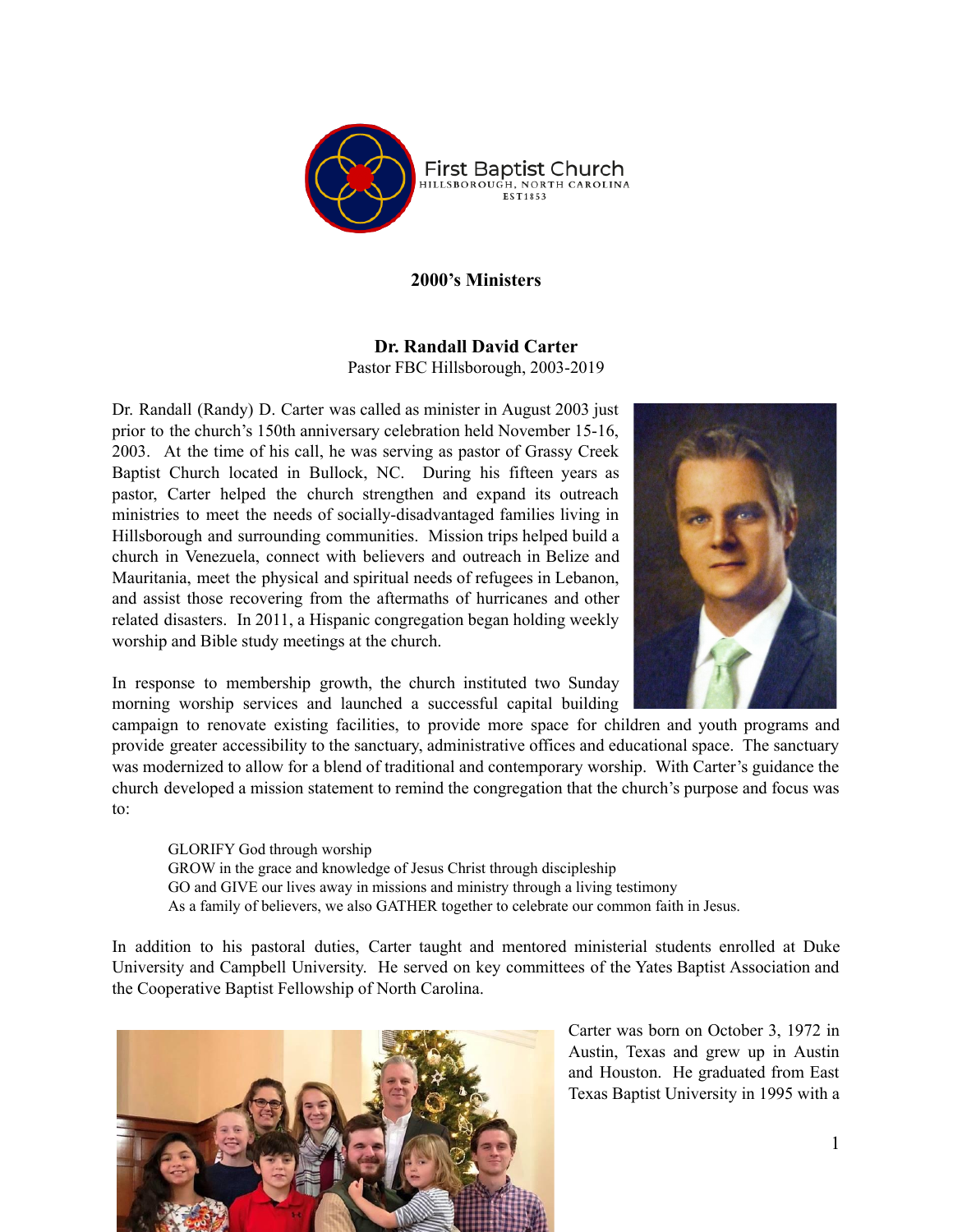First Baptist Church
HILLSBOROUGH, NORTH CAROLINA
EST1853

## 2000's Ministers

### Dr. Randall David Carter

Pastor FBC Hillsborough, 2003-2019

Dr. Randall (Randy) D. Carter was called as minister in August 2003 just prior to the church's 150th anniversary celebration held November 15-16, 2003. At the time of his call, he was serving as pastor of Grassy Creek Baptist Church located in Bullock, NC. During his fifteen years as pastor, Carter helped the church strengthen and expand its outreach ministries to meet the needs of socially-disadvantaged families living in Hillsborough and surrounding communities. Mission trips helped build a church in Venezuela, connect with believers and outreach in Belize and Mauritania, meet the physical and spiritual needs of refugees in Lebanon, and assist those recovering from the aftermaths of hurricanes and other related disasters. In 2011, a Hispanic congregation began holding weekly worship and Bible study meetings at the church.

In response to membership growth, the church instituted two Sunday morning worship services and launched a successful capital building campaign to renovate existing facilities, to provide more space for children and youth programs and provide greater accessibility to the sanctuary, administrative offices and educational space. The sanctuary was modernized to allow for a blend of traditional and contemporary worship. With Carter's guidance the church developed a mission statement to remind the congregation that the church's purpose and focus was to:

> GLORIFY God through worship
> GROW in the grace and knowledge of Jesus Christ through discipleship
> GO and GIVE our lives away in missions and ministry through a living testimony
> As a family of believers, we also GATHER together to celebrate our common faith in Jesus.

In addition to his pastoral duties, Carter taught and mentored ministerial students enrolled at Duke University and Campbell University. He served on key committees of the Yates Baptist Association and the Cooperative Baptist Fellowship of North Carolina.

Carter was born on October 3, 1972 in Austin, Texas and grew up in Austin and Houston. He graduated from East Texas Baptist University in 1995 with a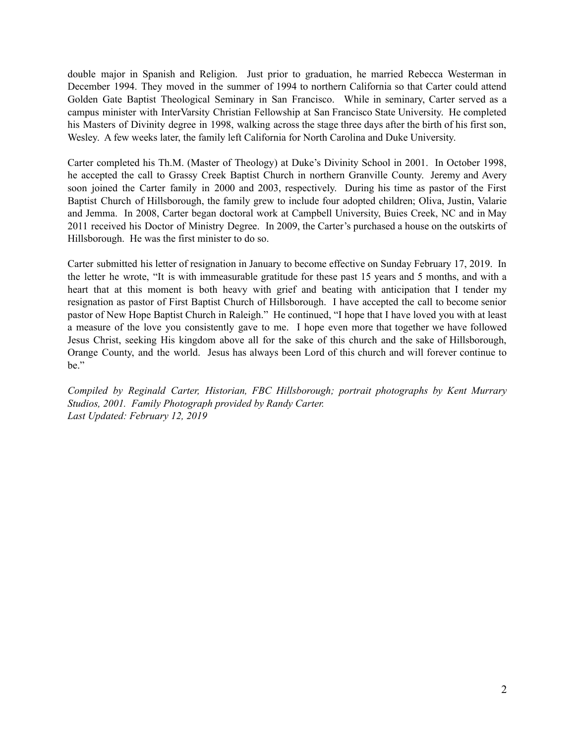double major in Spanish and Religion. Just prior to graduation, he married Rebecca Westerman in December 1994. They moved in the summer of 1994 to northern California so that Carter could attend Golden Gate Baptist Theological Seminary in San Francisco. While in seminary, Carter served as a campus minister with InterVarsity Christian Fellowship at San Francisco State University. He completed his Masters of Divinity degree in 1998, walking across the stage three days after the birth of his first son, Wesley. A few weeks later, the family left California for North Carolina and Duke University.

Carter completed his Th.M. (Master of Theology) at Duke's Divinity School in 2001. In October 1998, he accepted the call to Grassy Creek Baptist Church in northern Granville County. Jeremy and Avery soon joined the Carter family in 2000 and 2003, respectively. During his time as pastor of the First Baptist Church of Hillsborough, the family grew to include four adopted children; Oliva, Justin, Valarie and Jemma. In 2008, Carter began doctoral work at Campbell University, Buies Creek, NC and in May 2011 received his Doctor of Ministry Degree. In 2009, the Carter's purchased a house on the outskirts of Hillsborough. He was the first minister to do so.

Carter submitted his letter of resignation in January to become effective on Sunday February 17, 2019. In the letter he wrote, "It is with immeasurable gratitude for these past 15 years and 5 months, and with a heart that at this moment is both heavy with grief and beating with anticipation that I tender my resignation as pastor of First Baptist Church of Hillsborough. I have accepted the call to become senior pastor of New Hope Baptist Church in Raleigh." He continued, "I hope that I have loved you with at least a measure of the love you consistently gave to me. I hope even more that together we have followed Jesus Christ, seeking His kingdom above all for the sake of this church and the sake of Hillsborough, Orange County, and the world. Jesus has always been Lord of this church and will forever continue to be."

*Compiled by Reginald Carter, Historian, FBC Hillsborough; portrait photographs by Kent Murrary Studios, 2001. Family Photograph provided by Randy Carter.*
*Last Updated: February 12, 2019*